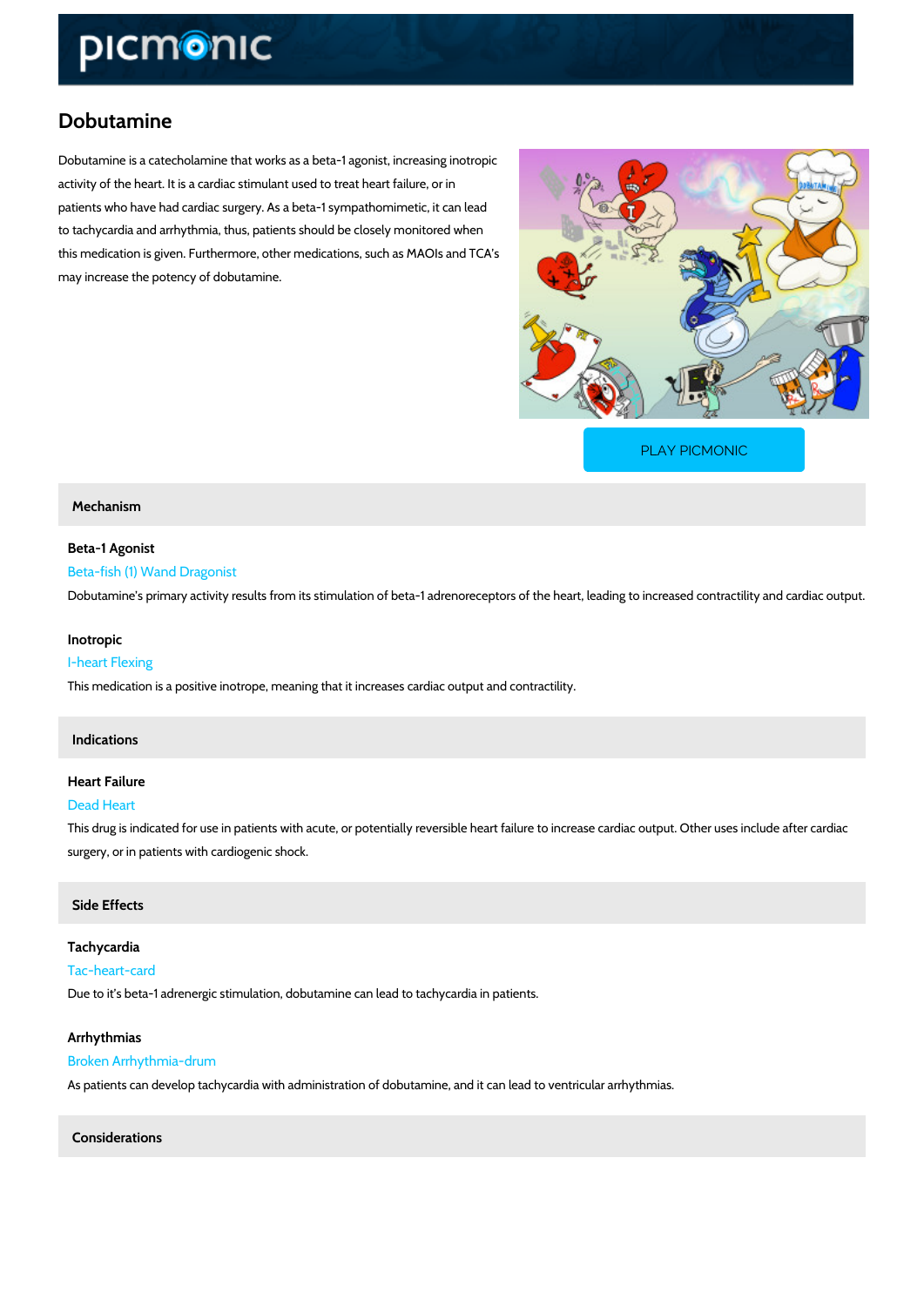# Dobutamine

Dobutamine is a catecholamine that works as a beta-1 agonist, increasing inotropic activity of the heart. It is a cardiac stimulant used to treat heart failure, or in patients who have had cardiac surgery. As a beta-1 sympathomimetic, it can lead to tachycardia and arrhythmia, thus, patients should be closely monitored when this medication is given. Furthermore, other medications, such as MAOIs and TCA's may increase the potency of dobutamine.

PLAY PICMONIC

## Mechanism

### Beta-1 Agonist

Beta-fish (1) Wand Dragonist

Dobutamine's primary activity results from its stimulation of beta-1 adrenoreceptors of the heart, leading to increased contractility and cardiac output.

### Inotropic

I-heart Flexing

This medication is a positive inotrope, meaning that it increases cardiac output and contractility.

## Indications

### Heart Failure

Dead Heart

This drug is indicated for use in patients with acute, or potentially reversible heart failure to increase cardiac output. Other uses include after cardiac surgery, or in patients with cardiogenic shock.

## Side Effects

### Tachycardia

Tac-heart-card

Due to it's beta-1 adrenergic stimulation, dobutamine can lead to tachycardia in patients.

### Arrhythmias

Broken Arrhythmia-drum

As patients can develop tachycardia with administration of dobutamine, and it can lead to ventricular arrhythmias.

## Considerations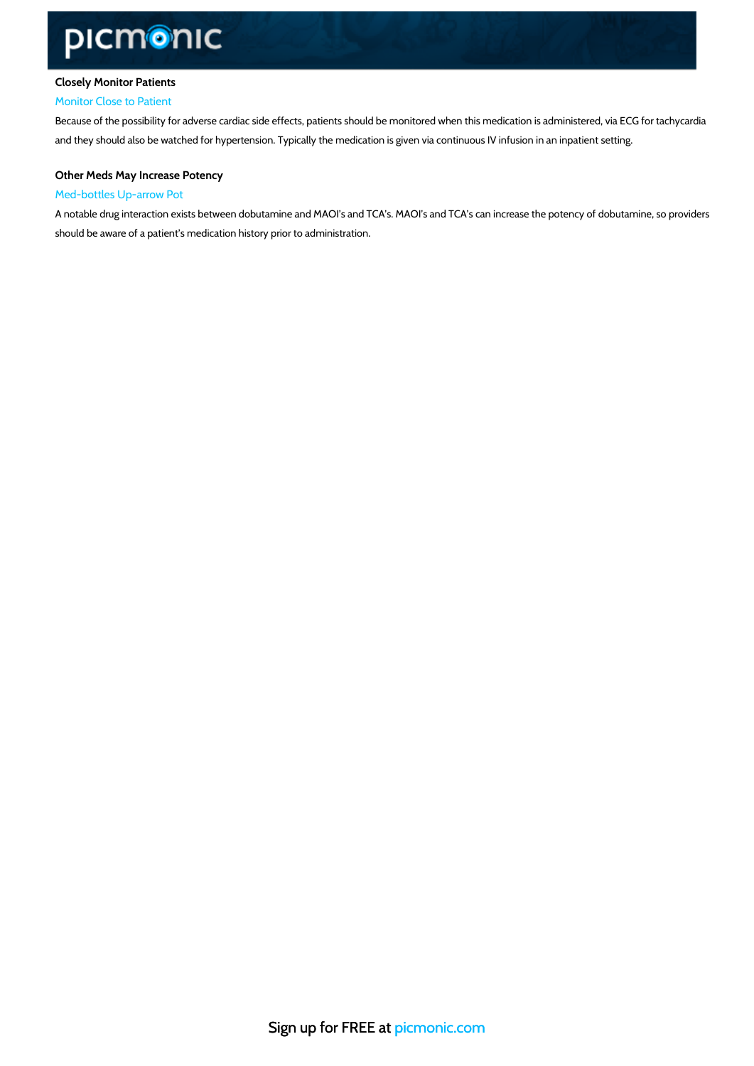### Closely Monitor Patients

Monitor Close to Patient

Because of the possibility for adverse cardiac side effects, patients should be monitored when this medication is administered, via ECG for tachycardia and they should also be watched for hypertension. Typically the medication is given via continuous IV infusion in an inpatient setting.

### Other Meds May Increase Potency

Med-bottles Up-arrow Pot

A notable drug interaction exists between dobutamine and MAOI's and TCA's. MAOI's and TCA's can increase the potency of dobutamine, so providers should be aware of a patient's medication history prior to administration.